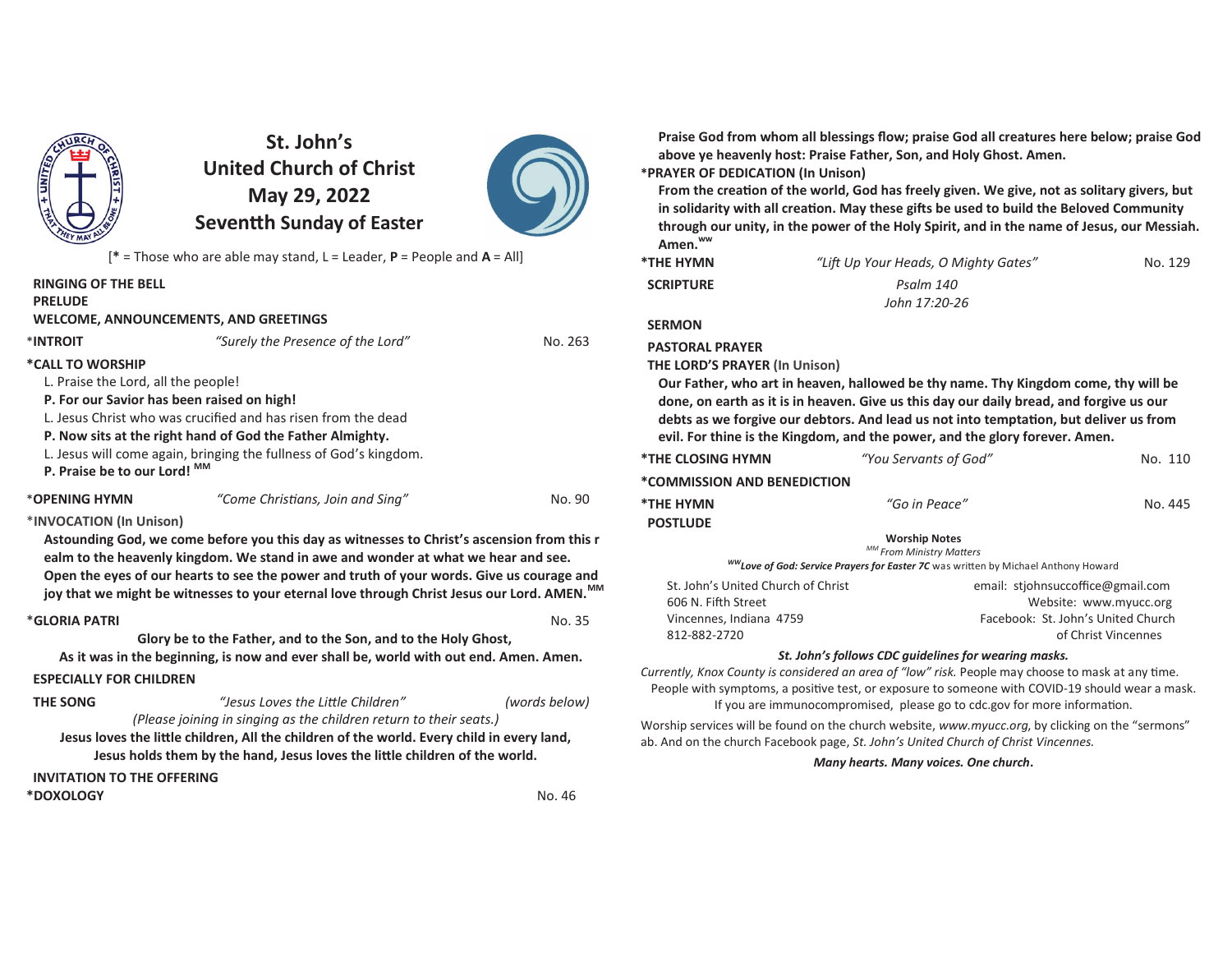# St. John's United Church of Christ
## May 29, 2022
## Seventth Sunday of Easter

[**\*** = Those who are able may stand, L = Leader, **P** = People and **A** = All]

**RINGING OF THE BELL**

**PRELUDE**

**WELCOME, ANNOUNCEMENTS, AND GREETINGS**

\***INTROIT** — *"Surely the Presence of the Lord"* — No. 263

**\*CALL TO WORSHIP**

L. Praise the Lord, all the people!

**P. For our Savior has been raised on high!**

L. Jesus Christ who was crucified and has risen from the dead

**P. Now sits at the right hand of God the Father Almighty.**

L. Jesus will come again, bringing the fullness of God's kingdom.

**P. Praise be to our Lord!** [MM]

\***OPENING HYMN** — *"Come Christians, Join and Sing"* — No. 90

\***INVOCATION (In Unison)**

**Astounding God, we come before you this day as witnesses to Christ's ascension from this r ealm to the heavenly kingdom. We stand in awe and wonder at what we hear and see. Open the eyes of our hearts to see the power and truth of your words. Give us courage and joy that we might be witnesses to your eternal love through Christ Jesus our Lord. AMEN.** [MM]

\***GLORIA PATRI** — No. 35

**Glory be to the Father, and to the Son, and to the Holy Ghost,**
**As it was in the beginning, is now and ever shall be, world with out end. Amen. Amen.**

**ESPECIALLY FOR CHILDREN**

**THE SONG** — *"Jesus Loves the Little Children"* — *(words below)*

*(Please joining in singing as the children return to their seats.)*

**Jesus loves the little children, All the children of the world. Every child in every land, Jesus holds them by the hand, Jesus loves the little children of the world.**

**INVITATION TO THE OFFERING**

**\*DOXOLOGY** — No. 46

**Praise God from whom all blessings flow; praise God all creatures here below; praise God above ye heavenly host: Praise Father, Son, and Holy Ghost. Amen.**

**\*PRAYER OF DEDICATION (In Unison)**

**From the creation of the world, God has freely given. We give, not as solitary givers, but in solidarity with all of creation. May these gifts be used to build the Beloved Community through our unity, in the power of the Holy Spirit, and in the name of Jesus, our Messiah. Amen.** [WW]

**\*THE HYMN** — *"Lift Up Your Heads, O Mighty Gates"* — No. 129

**SCRIPTURE** — *Psalm 140*, *John 17:20-26*

**SERMON**

**PASTORAL PRAYER**

**THE LORD'S PRAYER (In Unison)**

**Our Father, who art in heaven, hallowed be thy name. Thy Kingdom come, thy will be done, on earth as it is in heaven. Give us this day our daily bread, and forgive us our debts as we forgive our debtors. And lead us not into temptation, but deliver us from evil. For thine is the Kingdom, and the power, and the glory forever. Amen.**

**\*THE CLOSING HYMN** — *"You Servants of God"* — No. 110

**\*COMMISSION AND BENEDICTION**

**\*THE HYMN** — *"Go in Peace"* — No. 445

**POSTLUDE**

**Worship Notes**

[MM] *From Ministry Matters*

[WW] ***Love of God: Service Prayers for Easter 7C*** was written by Michael Anthony Howard

St. John's United Church of Christ
606 N. Fifth Street
Vincennes, Indiana 4759
812-882-2720

email: stjohnsuccoffice@gmail.com
Website: www.myucc.org
Facebook: St. John's United Church of Christ Vincennes

***St. John's follows CDC guidelines for wearing masks.***

*Currently, Knox County is considered an area of "low" risk.* People may choose to mask at any time. People with symptoms, a positive test, or exposure to someone with COVID-19 should wear a mask. If you are immunocompromised, please go to cdc.gov for more information.

Worship services will be found on the church website, *www.myucc.org*, by clicking on the "sermons" ab. And on the church Facebook page, *St. John's United Church of Christ Vincennes.*

***Many hearts. Many voices. One church.***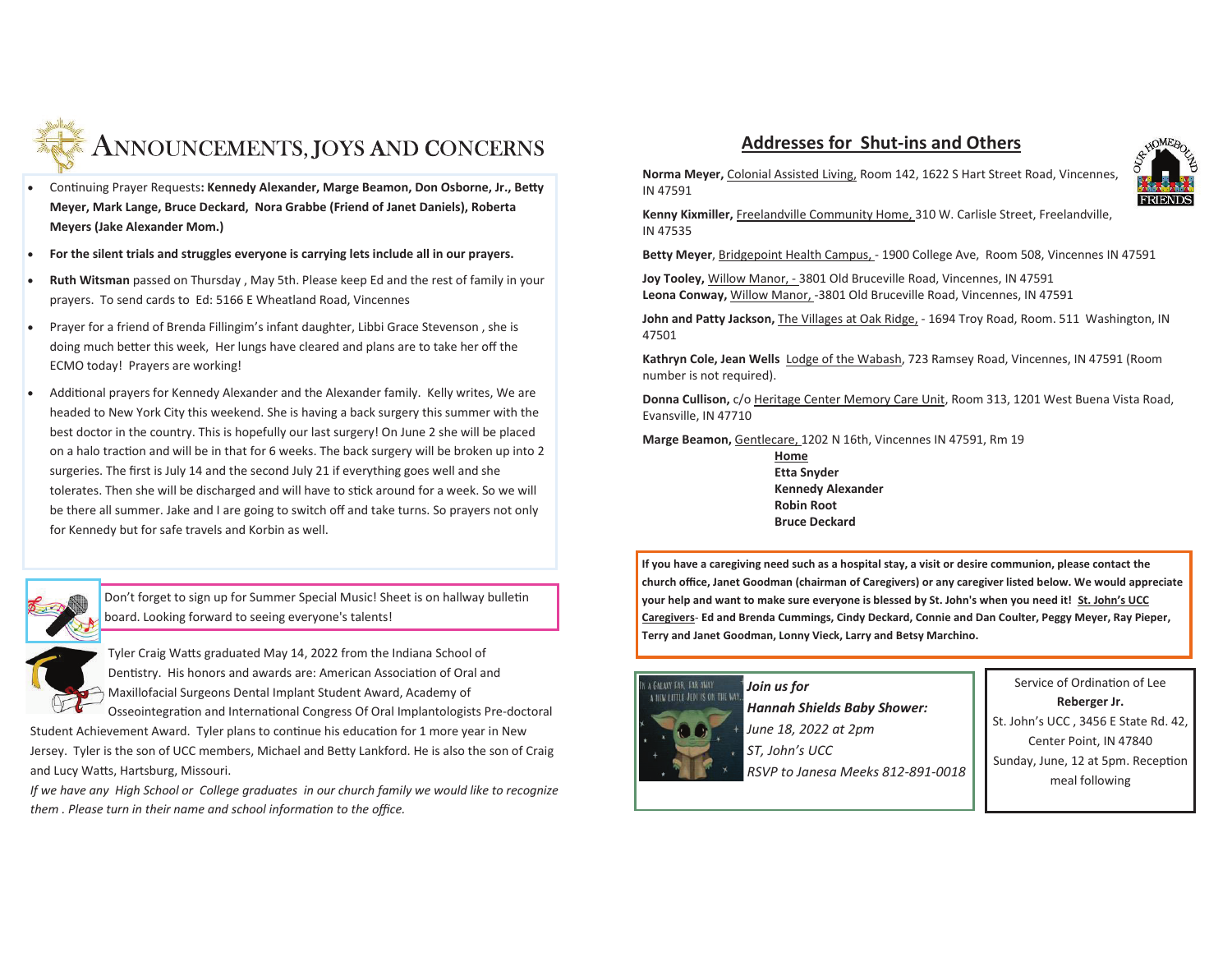# ANNOUNCEMENTS, JOYS AND CONCERNS

- Continuing Prayer Requests**: Kennedy Alexander, Marge Beamon, Don Osborne, Jr., Betty Meyer, Mark Lange, Bruce Deckard, Nora Grabbe (Friend of Janet Daniels), Roberta Meyers (Jake Alexander Mom.)**
- **For the silent trials and struggles everyone is carrying lets include all in our prayers.**
- **Ruth Witsman** passed on Thursday , May 5th. Please keep Ed and the rest of family in your prayers. To send cards to Ed: 5166 E Wheatland Road, Vincennes
- Prayer for a friend of Brenda Fillingim's infant daughter, Libbi Grace Stevenson , she is doing much better this week, Her lungs have cleared and plans are to take her off the ECMO today! Prayers are working!
- Additional prayers for Kennedy Alexander and the Alexander family. Kelly writes, We are headed to New York City this weekend. She is having a back surgery this summer with the best doctor in the country. This is hopefully our last surgery! On June 2 she will be placed on a halo traction and will be in that for 6 weeks. The back surgery will be broken up into 2 surgeries. The first is July 14 and the second July 21 if everything goes well and she tolerates. Then she will be discharged and will have to stick around for a week. So we will be there all summer. Jake and I are going to switch off and take turns. So prayers not only for Kennedy but for safe travels and Korbin as well.

Don't forget to sign up for Summer Special Music! Sheet is on hallway bulletin board. Looking forward to seeing everyone's talents!

Tyler Craig Watts graduated May 14, 2022 from the Indiana School of Dentistry. His honors and awards are: American Association of Oral and Maxillofacial Surgeons Dental Implant Student Award, Academy of Osseointegration and International Congress Of Oral Implantologists Pre-doctoral Student Achievement Award. Tyler plans to continue his education for 1 more year in New Jersey. Tyler is the son of UCC members, Michael and Betty Lankford. He is also the son of Craig and Lucy Watts, Hartsburg, Missouri.

*If we have any High School or College graduates in our church family we would like to recognize them . Please turn in their name and school information to the office.*

## Addresses for Shut-ins and Others

**Norma Meyer,** Colonial Assisted Living, Room 142, 1622 S Hart Street Road, Vincennes, IN 47591

**Kenny Kixmiller,** Freelandville Community Home, 310 W. Carlisle Street, Freelandville, IN 47535

**Betty Meyer**, Bridgepoint Health Campus, - 1900 College Ave, Room 508, Vincennes IN 47591

**Joy Tooley,** Willow Manor, - 3801 Old Bruceville Road, Vincennes, IN 47591
**Leona Conway,** Willow Manor, -3801 Old Bruceville Road, Vincennes, IN 47591

**John and Patty Jackson,** The Villages at Oak Ridge, - 1694 Troy Road, Room. 511 Washington, IN 47501

**Kathryn Cole, Jean Wells** Lodge of the Wabash, 723 Ramsey Road, Vincennes, IN 47591 (Room number is not required).

**Donna Cullison,** c/o Heritage Center Memory Care Unit, Room 313, 1201 West Buena Vista Road, Evansville, IN 47710

**Marge Beamon,** Gentlecare, 1202 N 16th, Vincennes IN 47591, Rm 19

**Home**
**Etta Snyder**
**Kennedy Alexander**
**Robin Root**
**Bruce Deckard**

**If you have a caregiving need such as a hospital stay, a visit or desire communion, please contact the church office, Janet Goodman (chairman of Caregivers) or any caregiver listed below. We would appreciate your help and want to make sure everyone is blessed by St. John's when you need it! St. John's UCC Caregivers- Ed and Brenda Cummings, Cindy Deckard, Connie and Dan Coulter, Peggy Meyer, Ray Pieper, Terry and Janet Goodman, Lonny Vieck, Larry and Betsy Marchino.**

***Join us for***
***Hannah Shields Baby Shower:***
*June 18, 2022 at 2pm*
*ST, John's UCC*
*RSVP to Janesa Meeks 812-891-0018*

Service of Ordination of Lee **Reberger Jr.**
St. John's UCC , 3456 E State Rd. 42, Center Point, IN 47840
Sunday, June, 12 at 5pm. Reception meal following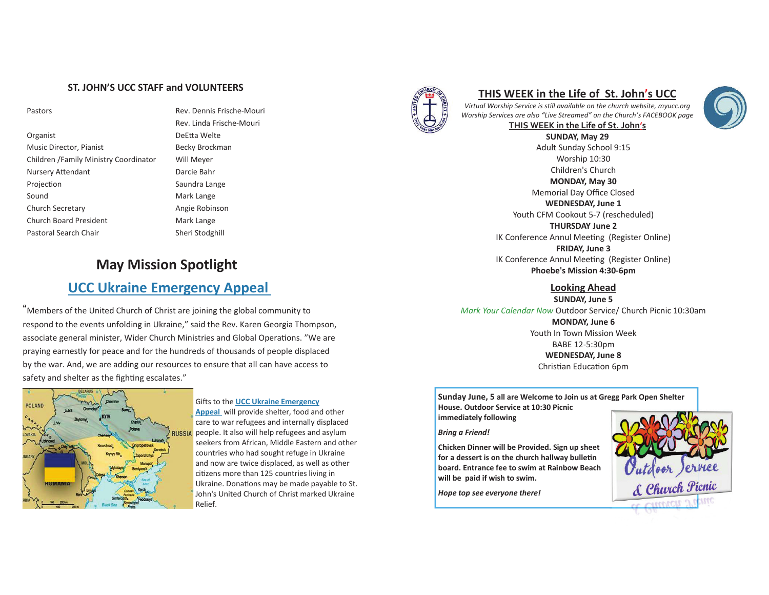### ST. JOHN'S UCC STAFF and VOLUNTEERS

| | |
|---|---|
| Pastors | Rev. Dennis Frische-Mouri |
| | Rev. Linda Frische-Mouri |
| Organist | DeEtta Welte |
| Music Director, Pianist | Becky Brockman |
| Children /Family Ministry Coordinator | Will Meyer |
| Nursery Attendant | Darcie Bahr |
| Projection | Saundra Lange |
| Sound | Mark Lange |
| Church Secretary | Angie Robinson |
| Church Board President | Mark Lange |
| Pastoral Search Chair | Sheri Stodghill |

## May Mission Spotlight

## UCC Ukraine Emergency Appeal

"Members of the United Church of Christ are joining the global community to respond to the events unfolding in Ukraine," said the Rev. Karen Georgia Thompson, associate general minister, Wider Church Ministries and Global Operations. "We are praying earnestly for peace and for the hundreds of thousands of people displaced by the war. And, we are adding our resources to ensure that all can have access to safety and shelter as the fighting escalates."

Gifts to the **UCC Ukraine Emergency Appeal** will provide shelter, food and other care to war refugees and internally displaced people. It also will help refugees and asylum seekers from African, Middle Eastern and other countries who had sought refuge in Ukraine and now are twice displaced, as well as other citizens more than 125 countries living in Ukraine. Donations may be made payable to St. John's United Church of Christ marked Ukraine Relief.

## THIS WEEK in the Life of St. John's UCC

*Virtual Worship Service is still available on the church website, myucc.org*
*Worship Services are also "Live Streamed" on the Church's FACEBOOK page*

THIS WEEK in the Life of St. John's

**SUNDAY, May 29**
Adult Sunday School 9:15
Worship 10:30
Children's Church

**MONDAY, May 30**
Memorial Day Office Closed

**WEDNESDAY, June 1**
Youth CFM Cookout 5-7 (rescheduled)

**THURSDAY June 2**
IK Conference Annul Meeting (Register Online)

**FRIDAY, June 3**
IK Conference Annul Meeting (Register Online)
**Phoebe's Mission 4:30-6pm**

### Looking Ahead

**SUNDAY, June 5**
*Mark Your Calendar Now* Outdoor Service/ Church Picnic 10:30am

**MONDAY, June 6**
Youth In Town Mission Week
BABE 12-5:30pm

**WEDNESDAY, June 8**
Christian Education 6pm

**Sunday June, 5 all are Welcome to Join us at Gregg Park Open Shelter House. Outdoor Service at 10:30 Picnic immediately following**

***Bring a Friend!***

**Chicken Dinner will be Provided. Sign up sheet for a dessert is on the church hallway bulletin board. Entrance fee to swim at Rainbow Beach will be paid if wish to swim.**

***Hope top see everyone there!***

Outdoor Service & Church Picnic